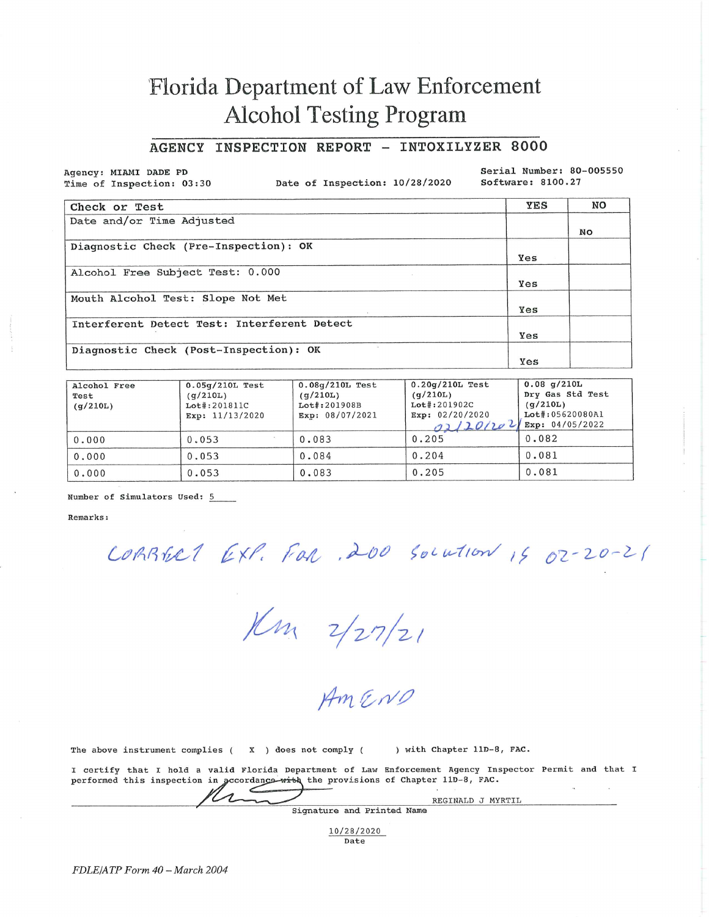# Florida Department of Law Enforcement
# Alcohol Testing Program

## AGENCY INSPECTION REPORT - INTOXILYZER 8000

Agency: MIAMI DADE PD
Time of Inspection: 03:30

Date of Inspection: 10/28/2020

Serial Number: 80-005550
Software: 8100.27

| Check or Test | YES | NO |
|---|---|---|
| Date and/or Time Adjusted | | NO |
| Diagnostic Check (Pre-Inspection): OK | Yes | |
| Alcohol Free Subject Test: 0.000 | Yes | |
| Mouth Alcohol Test: Slope Not Met | Yes | |
| Interferent Detect Test: Interferent Detect | Yes | |
| Diagnostic Check (Post-Inspection): OK | Yes | |

| Alcohol Free Test (g/210L) | 0.05g/210L Test (g/210L) Lot#:201811C Exp: 11/13/2020 | 0.08g/210L Test (g/210L) Lot#:201908B Exp: 08/07/2021 | 0.20g/210L Test (g/210L) Lot#:201902C Exp: 02/20/2020 02/20/2021 | 0.08 g/210L Dry Gas Std Test (g/210L) Lot#:05620080A1 Exp: 04/05/2022 |
|---|---|---|---|---|
| 0.000 | 0.053 | 0.083 | 0.205 | 0.082 |
| 0.000 | 0.053 | 0.084 | 0.204 | 0.081 |
| 0.000 | 0.053 | 0.083 | 0.205 | 0.081 |

Number of Simulators Used: 5

Remarks:

CORRECT EXP. FOR .200 SOLUTION IS 02-20-21

KM 2/27/21

AMEND

The above instrument complies ( X ) does not comply ( ) with Chapter 11D-8, FAC.

I certify that I hold a valid Florida Department of Law Enforcement Agency Inspector Permit and that I performed this inspection in accordance with the provisions of Chapter 11D-8, FAC.

REGINALD J MYRTIL
Signature and Printed Name

10/28/2020
Date

*FDLE/ATP Form 40 – March 2004*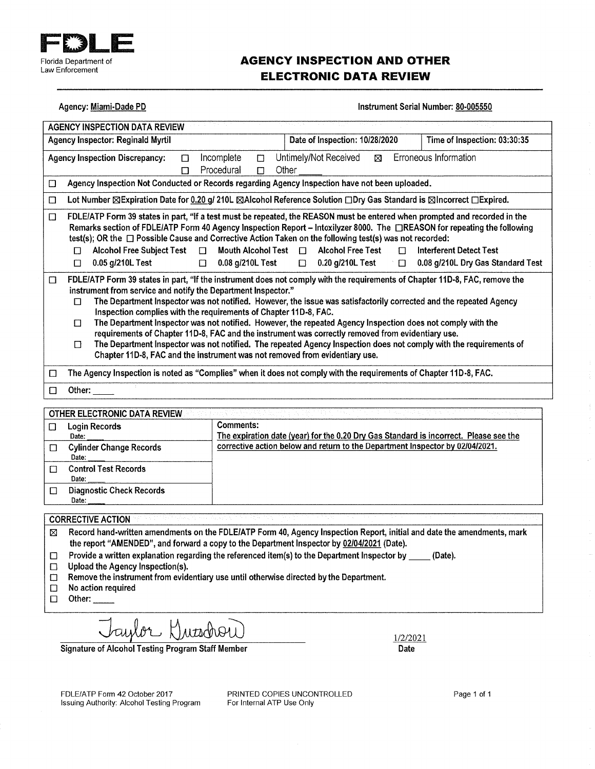**FDLE**
Florida Department of Law Enforcement

# AGENCY INSPECTION AND OTHER ELECTRONIC DATA REVIEW

**Agency:** Miami-Dade PD

**Instrument Serial Number:** 80-005550

## AGENCY INSPECTION DATA REVIEW

| Agency Inspector: Reginald Myrtil | Date of Inspection: 10/28/2020 | Time of Inspection: 03:30:35 |
|---|---|---|

**Agency Inspection Discrepancy:** ☐ Incomplete ☐ Untimely/Not Received ☒ Erroneous Information ☐ Procedural ☐ Other ____

- ☐ Agency Inspection Not Conducted or Records regarding Agency Inspection have not been uploaded.
- ☐ Lot Number ☒Expiration Date for 0.20 g/ 210L ☒Alcohol Reference Solution ☐Dry Gas Standard is ☒Incorrect ☐Expired.
- ☐ FDLE/ATP Form 39 states in part, "If a test must be repeated, the REASON must be entered when prompted and recorded in the Remarks section of FDLE/ATP Form 40 Agency Inspection Report – Intoxilyzer 8000. The ☐REASON for repeating the following test(s); OR the ☐ Possible Cause and Corrective Action Taken on the following test(s) was not recorded:
  - ☐ Alcohol Free Subject Test ☐ Mouth Alcohol Test ☐ Alcohol Free Test ☐ Interferent Detect Test
  - ☐ 0.05 g/210L Test ☐ 0.08 g/210L Test ☐ 0.20 g/210L Test ☐ 0.08 g/210L Dry Gas Standard Test
- ☐ FDLE/ATP Form 39 states in part, "If the instrument does not comply with the requirements of Chapter 11D-8, FAC, remove the instrument from service and notify the Department Inspector."
  - ☐ The Department Inspector was not notified. However, the issue was satisfactorily corrected and the repeated Agency Inspection complies with the requirements of Chapter 11D-8, FAC.
  - ☐ The Department Inspector was not notified. However, the repeated Agency Inspection does not comply with the requirements of Chapter 11D-8, FAC and the instrument was correctly removed from evidentiary use.
  - ☐ The Department Inspector was not notified. The repeated Agency Inspection does not comply with the requirements of Chapter 11D-8, FAC and the instrument was not removed from evidentiary use.
- ☐ The Agency Inspection is noted as "Complies" when it does not comply with the requirements of Chapter 11D-8, FAC.
- ☐ Other: ____

## OTHER ELECTRONIC DATA REVIEW

| Record | Comments |
|---|---|
| ☐ Login Records Date: ____ | Comments: The expiration date (year) for the 0.20 Dry Gas Standard is incorrect. Please see the corrective action below and return to the Department Inspector by 02/04/2021. |
| ☐ Cylinder Change Records Date: ____ | |
| ☐ Control Test Records Date: ____ | |
| ☐ Diagnostic Check Records Date: ____ | |

## CORRECTIVE ACTION

- ☒ Record hand-written amendments on the FDLE/ATP Form 40, Agency Inspection Report, initial and date the amendments, mark the report "AMENDED", and forward a copy to the Department Inspector by 02/04/2021 (Date).
- ☐ Provide a written explanation regarding the referenced item(s) to the Department Inspector by ____ (Date).
- ☐ Upload the Agency Inspection(s).
- ☐ Remove the instrument from evidentiary use until otherwise directed by the Department.
- ☐ No action required
- ☐ Other: ____

Taylor Knudsen (signature)
Signature of Alcohol Testing Program Staff Member

1/2/2021
Date

FDLE/ATP Form 42 October 2017
Issuing Authority: Alcohol Testing Program

PRINTED COPIES UNCONTROLLED
For Internal ATP Use Only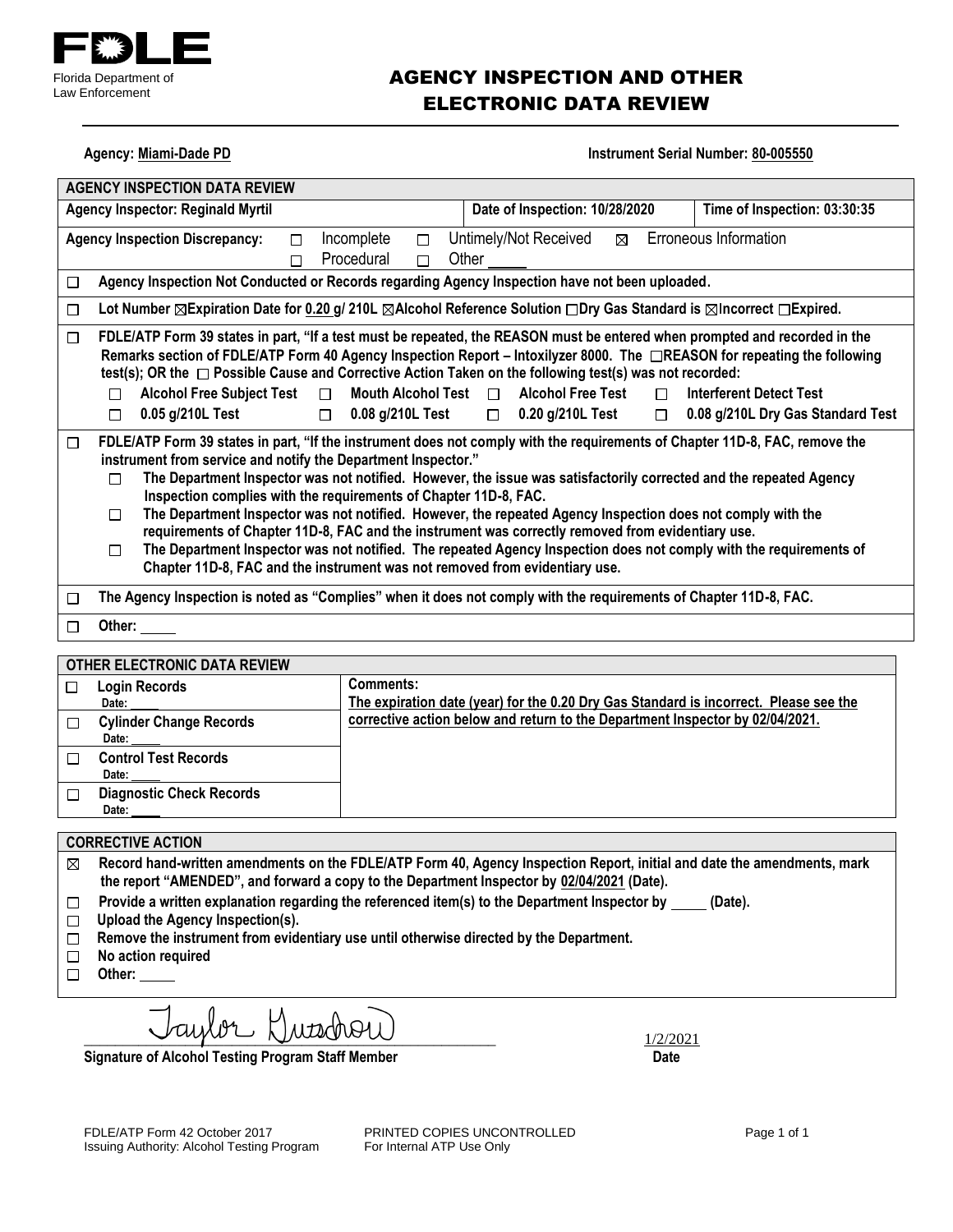**FDLE**
Florida Department of Law Enforcement

# AGENCY INSPECTION AND OTHER ELECTRONIC DATA REVIEW

**Agency: Miami-Dade PD** **Instrument Serial Number: 80-005550**

## AGENCY INSPECTION DATA REVIEW

| | | |
|---|---|---|
| **Agency Inspector: Reginald Myrtil** | **Date of Inspection: 10/28/2020** | **Time of Inspection: 03:30:35** |

**Agency Inspection Discrepancy:** ☐ Incomplete ☐ Untimely/Not Received ☒ Erroneous Information ☐ Procedural ☐ Other ____

☐ **Agency Inspection Not Conducted or Records regarding Agency Inspection have not been uploaded.**

☐ **Lot Number ☒Expiration Date for 0.20 g/ 210L ☒Alcohol Reference Solution ☐Dry Gas Standard is ☒Incorrect ☐Expired.**

☐ **FDLE/ATP Form 39 states in part, "If a test must be repeated, the REASON must be entered when prompted and recorded in the Remarks section of FDLE/ATP Form 40 Agency Inspection Report – Intoxilyzer 8000. The ☐REASON for repeating the following test(s); OR the ☐ Possible Cause and Corrective Action Taken on the following test(s) was not recorded:**
- ☐ **Alcohol Free Subject Test** ☐ **Mouth Alcohol Test** ☐ **Alcohol Free Test** ☐ **Interferent Detect Test**
- ☐ **0.05 g/210L Test** ☐ **0.08 g/210L Test** ☐ **0.20 g/210L Test** ☐ **0.08 g/210L Dry Gas Standard Test**

☐ **FDLE/ATP Form 39 states in part, "If the instrument does not comply with the requirements of Chapter 11D-8, FAC, remove the instrument from service and notify the Department Inspector."**
- ☐ **The Department Inspector was not notified. However, the issue was satisfactorily corrected and the repeated Agency Inspection complies with the requirements of Chapter 11D-8, FAC.**
- ☐ **The Department Inspector was not notified. However, the repeated Agency Inspection does not comply with the requirements of Chapter 11D-8, FAC and the instrument was correctly removed from evidentiary use.**
- ☐ **The Department Inspector was not notified. The repeated Agency Inspection does not comply with the requirements of Chapter 11D-8, FAC and the instrument was not removed from evidentiary use.**

☐ **The Agency Inspection is noted as "Complies" when it does not comply with the requirements of Chapter 11D-8, FAC.**

☐ **Other:** ____

## OTHER ELECTRONIC DATA REVIEW

| | |
|---|---|
| ☐ **Login Records** Date: ____ | **Comments:** **The expiration date (year) for the 0.20 Dry Gas Standard is incorrect. Please see the corrective action below and return to the Department Inspector by 02/04/2021.** |
| ☐ **Cylinder Change Records** Date: ____ | |
| ☐ **Control Test Records** Date: ____ | |
| ☐ **Diagnostic Check Records** Date: ____ | |

## CORRECTIVE ACTION

☒ **Record hand-written amendments on the FDLE/ATP Form 40, Agency Inspection Report, initial and date the amendments, mark the report "AMENDED", and forward a copy to the Department Inspector by 02/04/2021 (Date).**

☐ **Provide a written explanation regarding the referenced item(s) to the Department Inspector by ____ (Date).**

☐ **Upload the Agency Inspection(s).**

☐ **Remove the instrument from evidentiary use until otherwise directed by the Department.**

☐ **No action required**

☐ **Other:** ____

Taylor Gutschow 1/2/2021

**Signature of Alcohol Testing Program Staff Member** **Date**

FDLE/ATP Form 42 October 2017
Issuing Authority: Alcohol Testing Program
PRINTED COPIES UNCONTROLLED
For Internal ATP Use Only